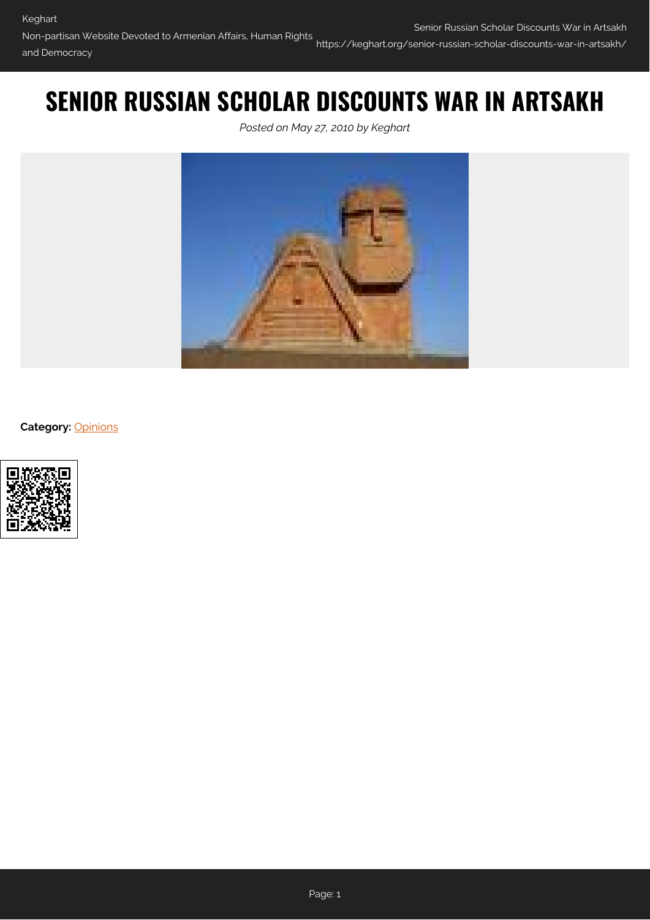# SENIOR RUSSIAN SCHOLAR DISCOUNTS WAR IN ARTSAKH

*Posted on May 27, 2010 by Keghart*

**Category:** Opinions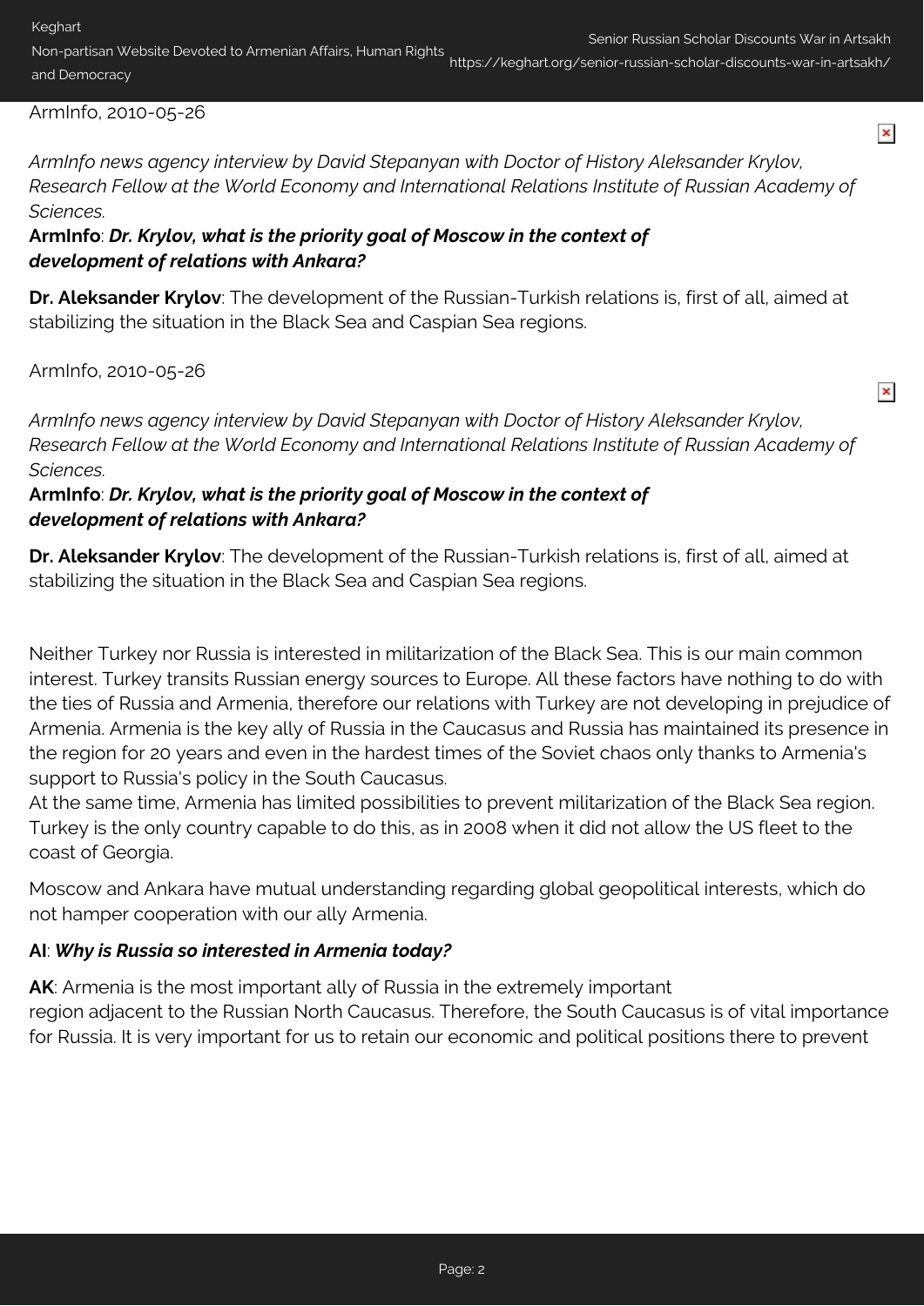ArmInfo, 2010-05-26

*ArmInfo news agency interview by David Stepanyan with Doctor of History Aleksander Krylov, Research Fellow at the World Economy and International Relations Institute of Russian Academy of Sciences.*

**ArmInfo**: ***Dr. Krylov, what is the priority goal of Moscow in the context of development of relations with Ankara?***

**Dr. Aleksander Krylov**: The development of the Russian-Turkish relations is, first of all, aimed at stabilizing the situation in the Black Sea and Caspian Sea regions.

ArmInfo, 2010-05-26

*ArmInfo news agency interview by David Stepanyan with Doctor of History Aleksander Krylov, Research Fellow at the World Economy and International Relations Institute of Russian Academy of Sciences.*

**ArmInfo**: ***Dr. Krylov, what is the priority goal of Moscow in the context of development of relations with Ankara?***

**Dr. Aleksander Krylov**: The development of the Russian-Turkish relations is, first of all, aimed at stabilizing the situation in the Black Sea and Caspian Sea regions.

Neither Turkey nor Russia is interested in militarization of the Black Sea. This is our main common interest. Turkey transits Russian energy sources to Europe. All these factors have nothing to do with the ties of Russia and Armenia, therefore our relations with Turkey are not developing in prejudice of Armenia. Armenia is the key ally of Russia in the Caucasus and Russia has maintained its presence in the region for 20 years and even in the hardest times of the Soviet chaos only thanks to Armenia's support to Russia's policy in the South Caucasus.
At the same time, Armenia has limited possibilities to prevent militarization of the Black Sea region. Turkey is the only country capable to do this, as in 2008 when it did not allow the US fleet to the coast of Georgia.

Moscow and Ankara have mutual understanding regarding global geopolitical interests, which do not hamper cooperation with our ally Armenia.

**AI**: ***Why is Russia so interested in Armenia today?***

**AK**: Armenia is the most important ally of Russia in the extremely important region adjacent to the Russian North Caucasus. Therefore, the South Caucasus is of vital importance for Russia. It is very important for us to retain our economic and political positions there to prevent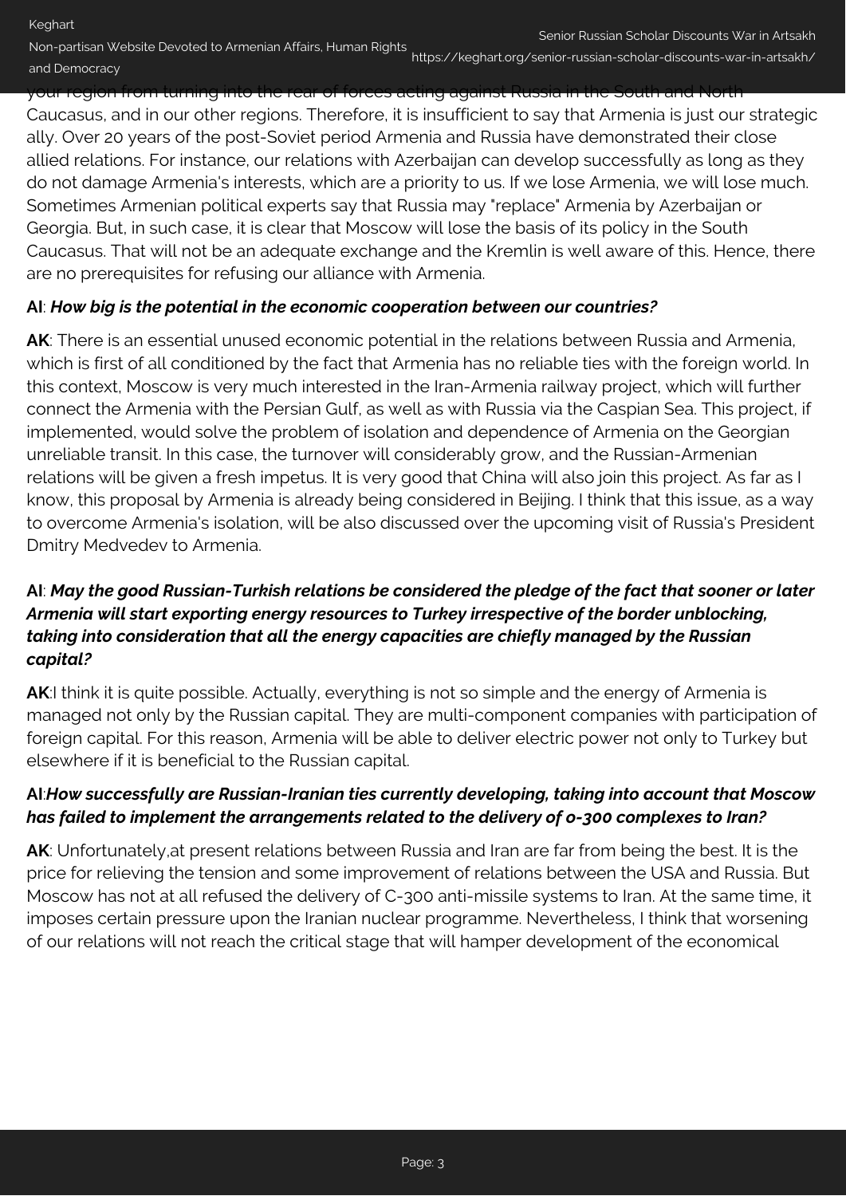your region from turning into the rear of forces acting against Russia in the South and North Caucasus, and in our other regions. Therefore, it is insufficient to say that Armenia is just our strategic ally. Over 20 years of the post-Soviet period Armenia and Russia have demonstrated their close allied relations. For instance, our relations with Azerbaijan can develop successfully as long as they do not damage Armenia's interests, which are a priority to us. If we lose Armenia, we will lose much. Sometimes Armenian political experts say that Russia may "replace" Armenia by Azerbaijan or Georgia. But, in such case, it is clear that Moscow will lose the basis of its policy in the South Caucasus. That will not be an adequate exchange and the Kremlin is well aware of this. Hence, there are no prerequisites for refusing our alliance with Armenia.

**AI**: ***How big is the potential in the economic cooperation between our countries?***

**AK**: There is an essential unused economic potential in the relations between Russia and Armenia, which is first of all conditioned by the fact that Armenia has no reliable ties with the foreign world. In this context, Moscow is very much interested in the Iran-Armenia railway project, which will further connect the Armenia with the Persian Gulf, as well as with Russia via the Caspian Sea. This project, if implemented, would solve the problem of isolation and dependence of Armenia on the Georgian unreliable transit. In this case, the turnover will considerably grow, and the Russian-Armenian relations will be given a fresh impetus. It is very good that China will also join this project. As far as I know, this proposal by Armenia is already being considered in Beijing. I think that this issue, as a way to overcome Armenia's isolation, will be also discussed over the upcoming visit of Russia's President Dmitry Medvedev to Armenia.

**AI**: ***May the good Russian-Turkish relations be considered the pledge of the fact that sooner or later Armenia will start exporting energy resources to Turkey irrespective of the border unblocking, taking into consideration that all the energy capacities are chiefly managed by the Russian capital?***

**AK**:I think it is quite possible. Actually, everything is not so simple and the energy of Armenia is managed not only by the Russian capital. They are multi-component companies with participation of foreign capital. For this reason, Armenia will be able to deliver electric power not only to Turkey but elsewhere if it is beneficial to the Russian capital.

**AI**:***How successfully are Russian-Iranian ties currently developing, taking into account that Moscow has failed to implement the arrangements related to the delivery of o-300 complexes to Iran?***

**AK**: Unfortunately,at present relations between Russia and Iran are far from being the best. It is the price for relieving the tension and some improvement of relations between the USA and Russia. But Moscow has not at all refused the delivery of C-300 anti-missile systems to Iran. At the same time, it imposes certain pressure upon the Iranian nuclear programme. Nevertheless, I think that worsening of our relations will not reach the critical stage that will hamper development of the economical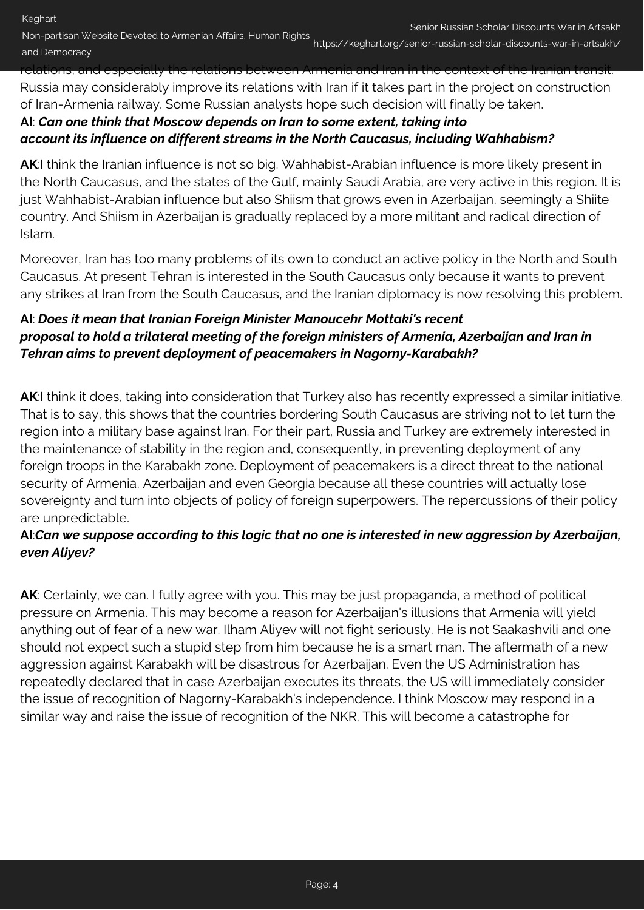relations, and especially the relations between Armenia and Iran in the context of the Iranian transit. Russia may considerably improve its relations with Iran if it takes part in the project on construction of Iran-Armenia railway. Some Russian analysts hope such decision will finally be taken.

**AI**: ***Can one think that Moscow depends on Iran to some extent, taking into account its influence on different streams in the North Caucasus, including Wahhabism?***

**AK**:I think the Iranian influence is not so big. Wahhabist-Arabian influence is more likely present in the North Caucasus, and the states of the Gulf, mainly Saudi Arabia, are very active in this region. It is just Wahhabist-Arabian influence but also Shiism that grows even in Azerbaijan, seemingly a Shiite country. And Shiism in Azerbaijan is gradually replaced by a more militant and radical direction of Islam.

Moreover, Iran has too many problems of its own to conduct an active policy in the North and South Caucasus. At present Tehran is interested in the South Caucasus only because it wants to prevent any strikes at Iran from the South Caucasus, and the Iranian diplomacy is now resolving this problem.

**AI**: ***Does it mean that Iranian Foreign Minister Manoucehr Mottaki's recent proposal to hold a trilateral meeting of the foreign ministers of Armenia, Azerbaijan and Iran in Tehran aims to prevent deployment of peacemakers in Nagorny-Karabakh?***

**AK**:I think it does, taking into consideration that Turkey also has recently expressed a similar initiative. That is to say, this shows that the countries bordering South Caucasus are striving not to let turn the region into a military base against Iran. For their part, Russia and Turkey are extremely interested in the maintenance of stability in the region and, consequently, in preventing deployment of any foreign troops in the Karabakh zone. Deployment of peacemakers is a direct threat to the national security of Armenia, Azerbaijan and even Georgia because all these countries will actually lose sovereignty and turn into objects of policy of foreign superpowers. The repercussions of their policy are unpredictable.

**AI**:***Can we suppose according to this logic that no one is interested in new aggression by Azerbaijan, even Aliyev?***

**AK**: Certainly, we can. I fully agree with you. This may be just propaganda, a method of political pressure on Armenia. This may become a reason for Azerbaijan's illusions that Armenia will yield anything out of fear of a new war. Ilham Aliyev will not fight seriously. He is not Saakashvili and one should not expect such a stupid step from him because he is a smart man. The aftermath of a new aggression against Karabakh will be disastrous for Azerbaijan. Even the US Administration has repeatedly declared that in case Azerbaijan executes its threats, the US will immediately consider the issue of recognition of Nagorny-Karabakh's independence. I think Moscow may respond in a similar way and raise the issue of recognition of the NKR. This will become a catastrophe for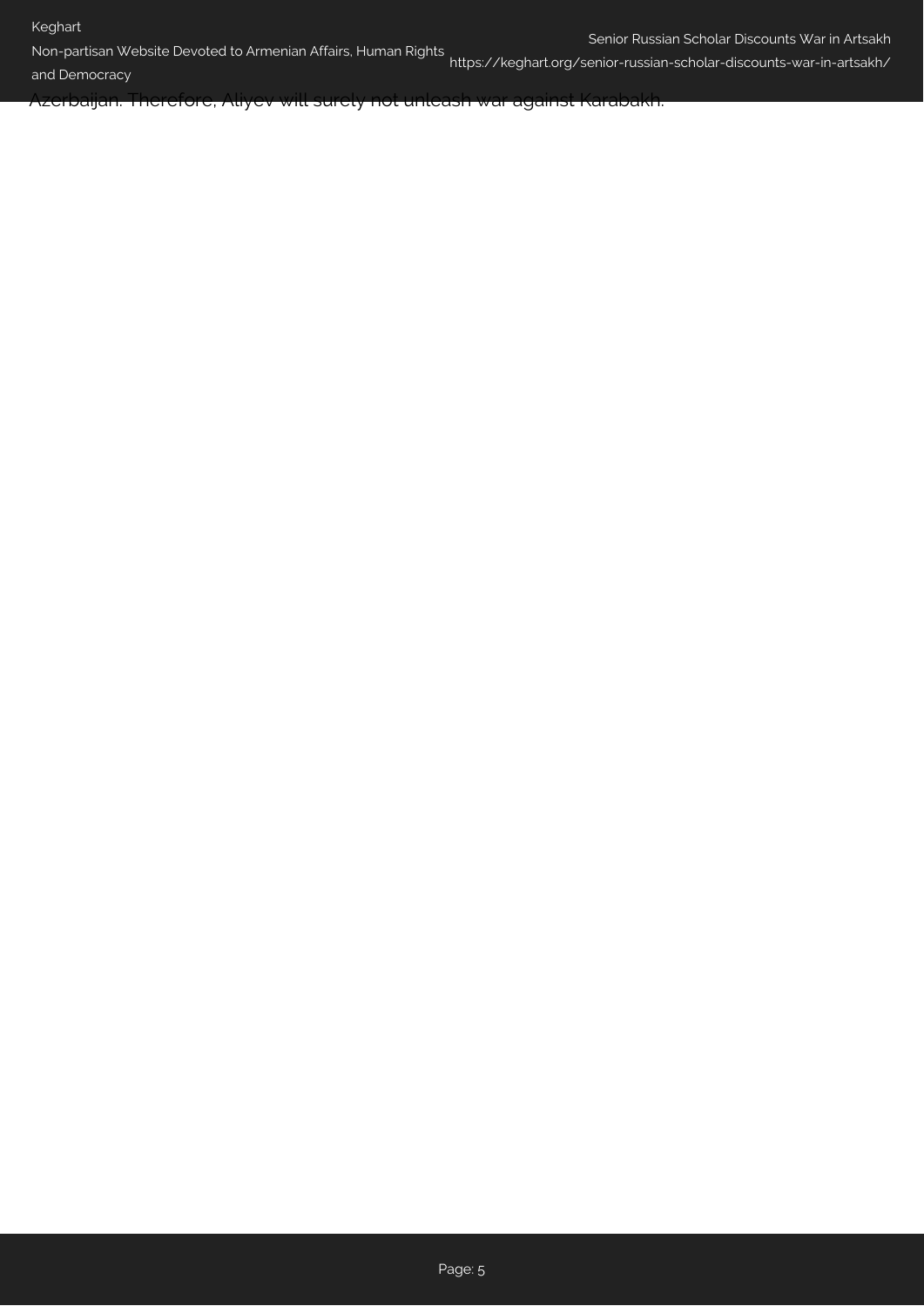Azerbaijan. Therefore, Aliyev will surely not unleash war against Karabakh.